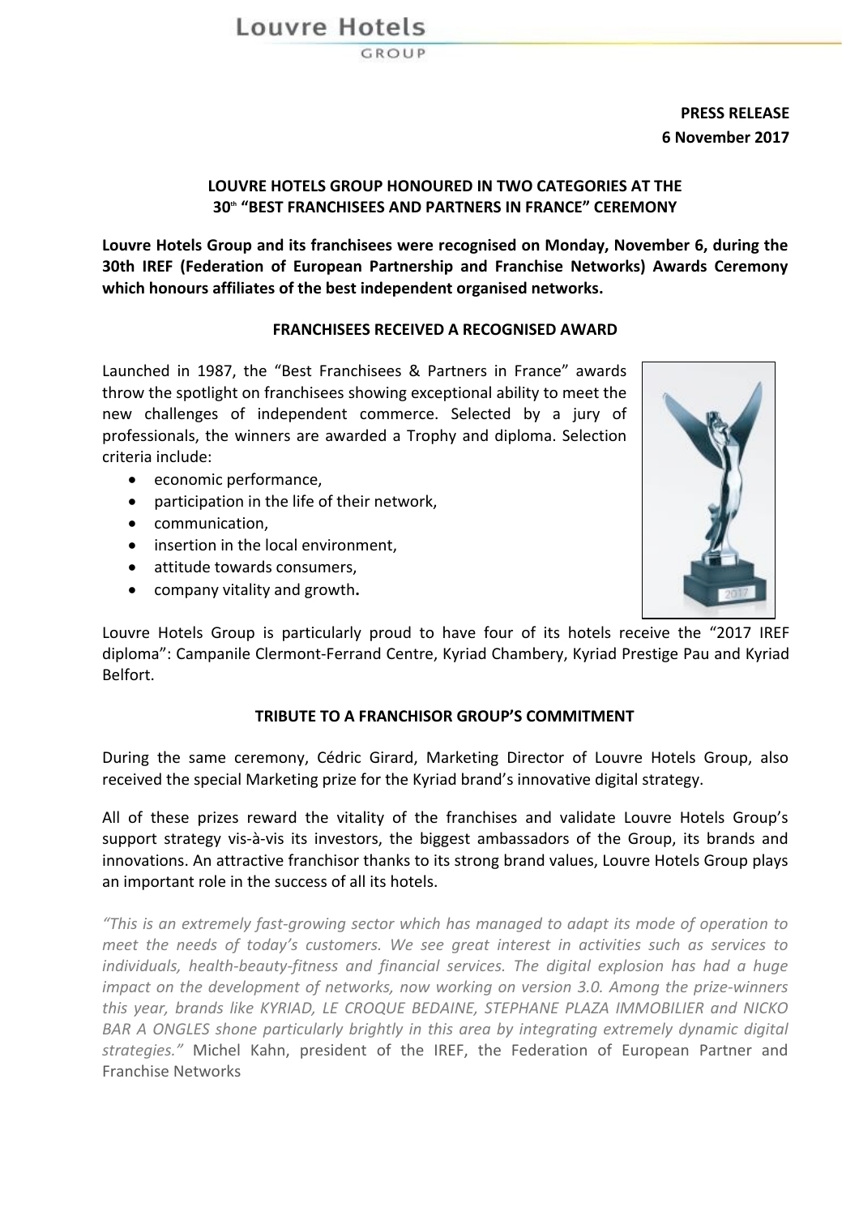Louvre Hotels
GROUP

**PRESS RELEASE**
**6 November 2017**

# LOUVRE HOTELS GROUP HONOURED IN TWO CATEGORIES AT THE 30th "BEST FRANCHISEES AND PARTNERS IN FRANCE" CEREMONY

**Louvre Hotels Group and its franchisees were recognised on Monday, November 6, during the 30th IREF (Federation of European Partnership and Franchise Networks) Awards Ceremony which honours affiliates of the best independent organised networks.**

## FRANCHISEES RECEIVED A RECOGNISED AWARD

Launched in 1987, the "Best Franchisees & Partners in France" awards throw the spotlight on franchisees showing exceptional ability to meet the new challenges of independent commerce. Selected by a jury of professionals, the winners are awarded a Trophy and diploma. Selection criteria include:

- economic performance,
- participation in the life of their network,
- communication,
- insertion in the local environment,
- attitude towards consumers,
- company vitality and growth**.**

Louvre Hotels Group is particularly proud to have four of its hotels receive the "2017 IREF diploma": Campanile Clermont-Ferrand Centre, Kyriad Chambery, Kyriad Prestige Pau and Kyriad Belfort.

## TRIBUTE TO A FRANCHISOR GROUP'S COMMITMENT

During the same ceremony, Cédric Girard, Marketing Director of Louvre Hotels Group, also received the special Marketing prize for the Kyriad brand's innovative digital strategy.

All of these prizes reward the vitality of the franchises and validate Louvre Hotels Group's support strategy vis-à-vis its investors, the biggest ambassadors of the Group, its brands and innovations. An attractive franchisor thanks to its strong brand values, Louvre Hotels Group plays an important role in the success of all its hotels.

*"This is an extremely fast-growing sector which has managed to adapt its mode of operation to meet the needs of today's customers. We see great interest in activities such as services to individuals, health-beauty-fitness and financial services. The digital explosion has had a huge impact on the development of networks, now working on version 3.0. Among the prize-winners this year, brands like KYRIAD, LE CROQUE BEDAINE, STEPHANE PLAZA IMMOBILIER and NICKO BAR A ONGLES shone particularly brightly in this area by integrating extremely dynamic digital strategies."* Michel Kahn, president of the IREF, the Federation of European Partner and Franchise Networks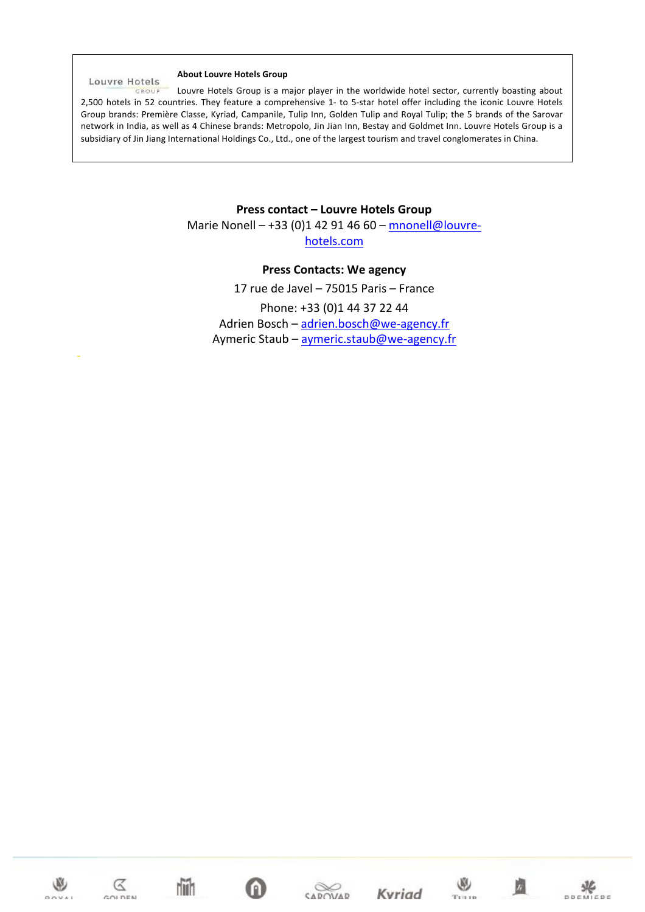**About Louvre Hotels Group**

Louvre Hotels Group is a major player in the worldwide hotel sector, currently boasting about 2,500 hotels in 52 countries. They feature a comprehensive 1- to 5-star hotel offer including the iconic Louvre Hotels Group brands: Première Classe, Kyriad, Campanile, Tulip Inn, Golden Tulip and Royal Tulip; the 5 brands of the Sarovar network in India, as well as 4 Chinese brands: Metropolo, Jin Jian Inn, Bestay and Goldmet Inn. Louvre Hotels Group is a subsidiary of Jin Jiang International Holdings Co., Ltd., one of the largest tourism and travel conglomerates in China.

**Press contact – Louvre Hotels Group**

Marie Nonell – +33 (0)1 42 91 46 60 – mnonell@louvre-hotels.com

**Press Contacts: We agency**

17 rue de Javel – 75015 Paris – France

Phone: +33 (0)1 44 37 22 44

Adrien Bosch – adrien.bosch@we-agency.fr

Aymeric Staub – aymeric.staub@we-agency.fr